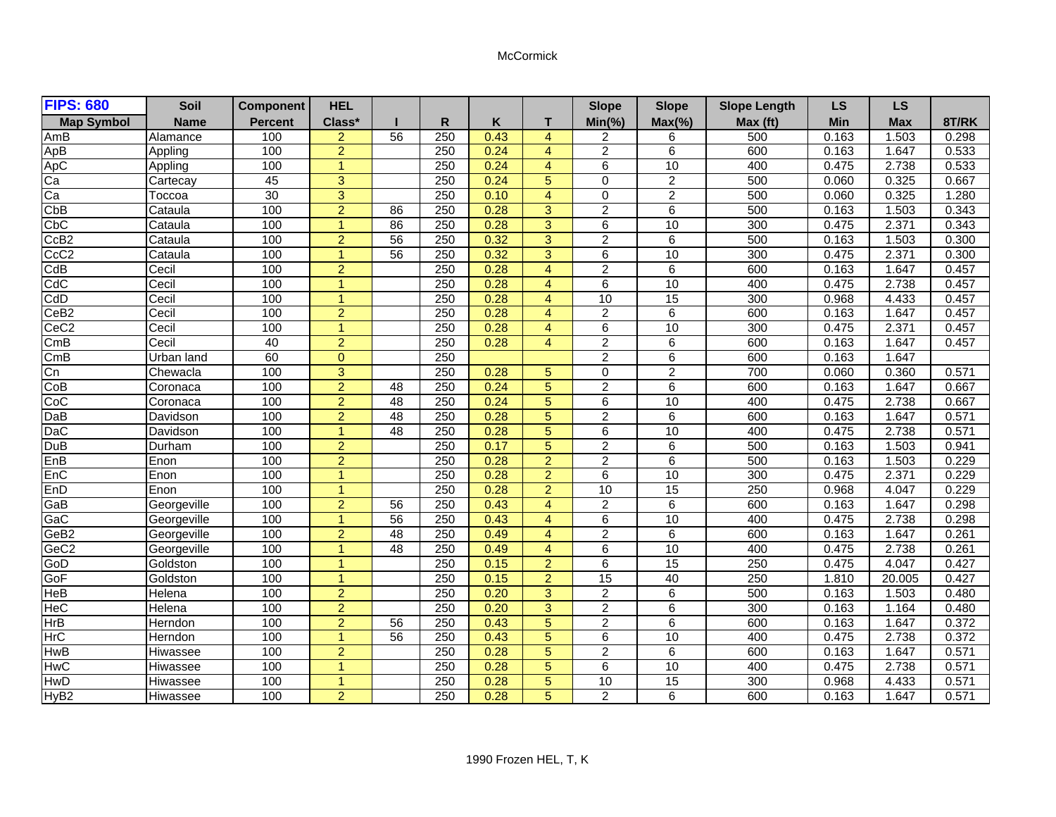McCormick

| FIPS: 680 Map Symbol | Soil Name | Component Percent | HEL Class* | I | R | K | T | Slope Min(%) | Slope Max(%) | Slope Length Max (ft) | LS Min | LS Max | 8T/RK |
|---|---|---|---|---|---|---|---|---|---|---|---|---|---|
| AmB | Alamance | 100 | 2 | 56 | 250 | 0.43 | 4 | 2 | 6 | 500 | 0.163 | 1.503 | 0.298 |
| ApB | Appling | 100 | 2 | | 250 | 0.24 | 4 | 2 | 6 | 600 | 0.163 | 1.647 | 0.533 |
| ApC | Appling | 100 | 1 | | 250 | 0.24 | 4 | 6 | 10 | 400 | 0.475 | 2.738 | 0.533 |
| Ca | Cartecay | 45 | 3 | | 250 | 0.24 | 5 | 0 | 2 | 500 | 0.060 | 0.325 | 0.667 |
| Ca | Toccoa | 30 | 3 | | 250 | 0.10 | 4 | 0 | 2 | 500 | 0.060 | 0.325 | 1.280 |
| CbB | Cataula | 100 | 2 | 86 | 250 | 0.28 | 3 | 2 | 6 | 500 | 0.163 | 1.503 | 0.343 |
| CbC | Cataula | 100 | 1 | 86 | 250 | 0.28 | 3 | 6 | 10 | 300 | 0.475 | 2.371 | 0.343 |
| CcB2 | Cataula | 100 | 2 | 56 | 250 | 0.32 | 3 | 2 | 6 | 500 | 0.163 | 1.503 | 0.300 |
| CcC2 | Cataula | 100 | 1 | 56 | 250 | 0.32 | 3 | 6 | 10 | 300 | 0.475 | 2.371 | 0.300 |
| CdB | Cecil | 100 | 2 | | 250 | 0.28 | 4 | 2 | 6 | 600 | 0.163 | 1.647 | 0.457 |
| CdC | Cecil | 100 | 1 | | 250 | 0.28 | 4 | 6 | 10 | 400 | 0.475 | 2.738 | 0.457 |
| CdD | Cecil | 100 | 1 | | 250 | 0.28 | 4 | 10 | 15 | 300 | 0.968 | 4.433 | 0.457 |
| CeB2 | Cecil | 100 | 2 | | 250 | 0.28 | 4 | 2 | 6 | 600 | 0.163 | 1.647 | 0.457 |
| CeC2 | Cecil | 100 | 1 | | 250 | 0.28 | 4 | 6 | 10 | 300 | 0.475 | 2.371 | 0.457 |
| CmB | Cecil | 40 | 2 | | 250 | 0.28 | 4 | 2 | 6 | 600 | 0.163 | 1.647 | 0.457 |
| CmB | Urban land | 60 | 0 | | 250 | | | 2 | 6 | 600 | 0.163 | 1.647 | |
| Cn | Chewacla | 100 | 3 | | 250 | 0.28 | 5 | 0 | 2 | 700 | 0.060 | 0.360 | 0.571 |
| CoB | Coronaca | 100 | 2 | 48 | 250 | 0.24 | 5 | 2 | 6 | 600 | 0.163 | 1.647 | 0.667 |
| CoC | Coronaca | 100 | 2 | 48 | 250 | 0.24 | 5 | 6 | 10 | 400 | 0.475 | 2.738 | 0.667 |
| DaB | Davidson | 100 | 2 | 48 | 250 | 0.28 | 5 | 2 | 6 | 600 | 0.163 | 1.647 | 0.571 |
| DaC | Davidson | 100 | 1 | 48 | 250 | 0.28 | 5 | 6 | 10 | 400 | 0.475 | 2.738 | 0.571 |
| DuB | Durham | 100 | 2 | | 250 | 0.17 | 5 | 2 | 6 | 500 | 0.163 | 1.503 | 0.941 |
| EnB | Enon | 100 | 2 | | 250 | 0.28 | 2 | 2 | 6 | 500 | 0.163 | 1.503 | 0.229 |
| EnC | Enon | 100 | 1 | | 250 | 0.28 | 2 | 6 | 10 | 300 | 0.475 | 2.371 | 0.229 |
| EnD | Enon | 100 | 1 | | 250 | 0.28 | 2 | 10 | 15 | 250 | 0.968 | 4.047 | 0.229 |
| GaB | Georgeville | 100 | 2 | 56 | 250 | 0.43 | 4 | 2 | 6 | 600 | 0.163 | 1.647 | 0.298 |
| GaC | Georgeville | 100 | 1 | 56 | 250 | 0.43 | 4 | 6 | 10 | 400 | 0.475 | 2.738 | 0.298 |
| GeB2 | Georgeville | 100 | 2 | 48 | 250 | 0.49 | 4 | 2 | 6 | 600 | 0.163 | 1.647 | 0.261 |
| GeC2 | Georgeville | 100 | 1 | 48 | 250 | 0.49 | 4 | 6 | 10 | 400 | 0.475 | 2.738 | 0.261 |
| GoD | Goldston | 100 | 1 | | 250 | 0.15 | 2 | 6 | 15 | 250 | 0.475 | 4.047 | 0.427 |
| GoF | Goldston | 100 | 1 | | 250 | 0.15 | 2 | 15 | 40 | 250 | 1.810 | 20.005 | 0.427 |
| HeB | Helena | 100 | 2 | | 250 | 0.20 | 3 | 2 | 6 | 500 | 0.163 | 1.503 | 0.480 |
| HeC | Helena | 100 | 2 | | 250 | 0.20 | 3 | 2 | 6 | 300 | 0.163 | 1.164 | 0.480 |
| HrB | Herndon | 100 | 2 | 56 | 250 | 0.43 | 5 | 2 | 6 | 600 | 0.163 | 1.647 | 0.372 |
| HrC | Herndon | 100 | 1 | 56 | 250 | 0.43 | 5 | 6 | 10 | 400 | 0.475 | 2.738 | 0.372 |
| HwB | Hiwassee | 100 | 2 | | 250 | 0.28 | 5 | 2 | 6 | 600 | 0.163 | 1.647 | 0.571 |
| HwC | Hiwassee | 100 | 1 | | 250 | 0.28 | 5 | 6 | 10 | 400 | 0.475 | 2.738 | 0.571 |
| HwD | Hiwassee | 100 | 1 | | 250 | 0.28 | 5 | 10 | 15 | 300 | 0.968 | 4.433 | 0.571 |
| HyB2 | Hiwassee | 100 | 2 | | 250 | 0.28 | 5 | 2 | 6 | 600 | 0.163 | 1.647 | 0.571 |

1990 Frozen HEL, T, K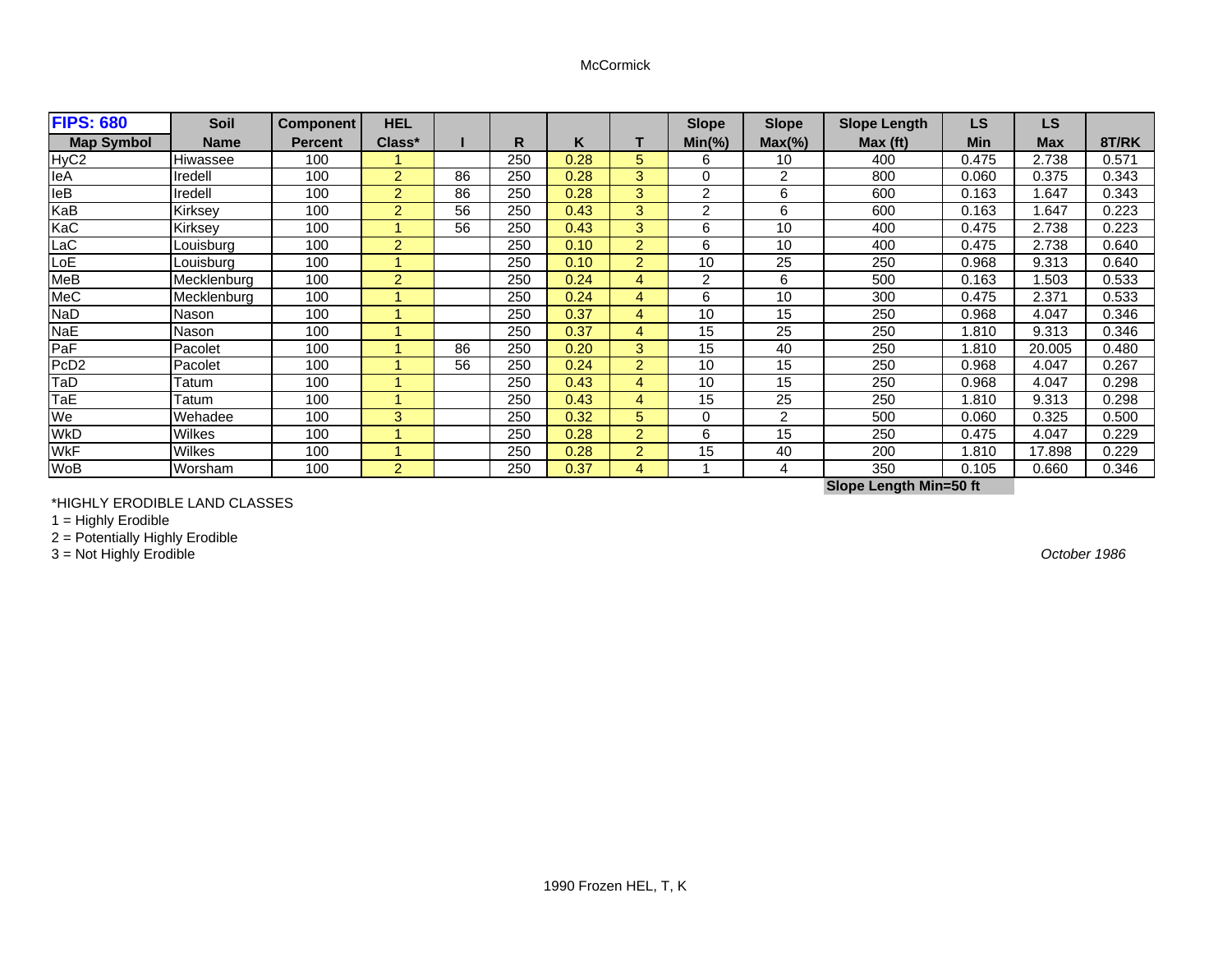McCormick

| FIPS: 680 | Soil | Component | HEL | | | | | Slope | Slope | Slope Length | LS | LS | |
|---|---|---|---|---|---|---|---|---|---|---|---|---|---|
| Map Symbol | Name | Percent | Class* | I | R | K | T | Min(%) | Max(%) | Max (ft) | Min | Max | 8T/RK |
| HyC2 | Hiwassee | 100 | 1 | | 250 | 0.28 | 5 | 6 | 10 | 400 | 0.475 | 2.738 | 0.571 |
| IeA | Iredell | 100 | 2 | 86 | 250 | 0.28 | 3 | 0 | 2 | 800 | 0.060 | 0.375 | 0.343 |
| IeB | Iredell | 100 | 2 | 86 | 250 | 0.28 | 3 | 2 | 6 | 600 | 0.163 | 1.647 | 0.343 |
| KaB | Kirksey | 100 | 2 | 56 | 250 | 0.43 | 3 | 2 | 6 | 600 | 0.163 | 1.647 | 0.223 |
| KaC | Kirksey | 100 | 1 | 56 | 250 | 0.43 | 3 | 6 | 10 | 400 | 0.475 | 2.738 | 0.223 |
| LaC | Louisburg | 100 | 2 | | 250 | 0.10 | 2 | 6 | 10 | 400 | 0.475 | 2.738 | 0.640 |
| LoE | Louisburg | 100 | 1 | | 250 | 0.10 | 2 | 10 | 25 | 250 | 0.968 | 9.313 | 0.640 |
| MeB | Mecklenburg | 100 | 2 | | 250 | 0.24 | 4 | 2 | 6 | 500 | 0.163 | 1.503 | 0.533 |
| MeC | Mecklenburg | 100 | 1 | | 250 | 0.24 | 4 | 6 | 10 | 300 | 0.475 | 2.371 | 0.533 |
| NaD | Nason | 100 | 1 | | 250 | 0.37 | 4 | 10 | 15 | 250 | 0.968 | 4.047 | 0.346 |
| NaE | Nason | 100 | 1 | | 250 | 0.37 | 4 | 15 | 25 | 250 | 1.810 | 9.313 | 0.346 |
| PaF | Pacolet | 100 | 1 | 86 | 250 | 0.20 | 3 | 15 | 40 | 250 | 1.810 | 20.005 | 0.480 |
| PcD2 | Pacolet | 100 | 1 | 56 | 250 | 0.24 | 2 | 10 | 15 | 250 | 0.968 | 4.047 | 0.267 |
| TaD | Tatum | 100 | 1 | | 250 | 0.43 | 4 | 10 | 15 | 250 | 0.968 | 4.047 | 0.298 |
| TaE | Tatum | 100 | 1 | | 250 | 0.43 | 4 | 15 | 25 | 250 | 1.810 | 9.313 | 0.298 |
| We | Wehadee | 100 | 3 | | 250 | 0.32 | 5 | 0 | 2 | 500 | 0.060 | 0.325 | 0.500 |
| WkD | Wilkes | 100 | 1 | | 250 | 0.28 | 2 | 6 | 15 | 250 | 0.475 | 4.047 | 0.229 |
| WkF | Wilkes | 100 | 1 | | 250 | 0.28 | 2 | 15 | 40 | 200 | 1.810 | 17.898 | 0.229 |
| WoB | Worsham | 100 | 2 | | 250 | 0.37 | 4 | 1 | 4 | 350 | 0.105 | 0.660 | 0.346 |

**Slope Length Min=50 ft**

*HIGHLY ERODIBLE LAND CLASSES
1 = Highly Erodible
2 = Potentially Highly Erodible
3 = Not Highly Erodible

*October 1986*

1990 Frozen HEL, T, K